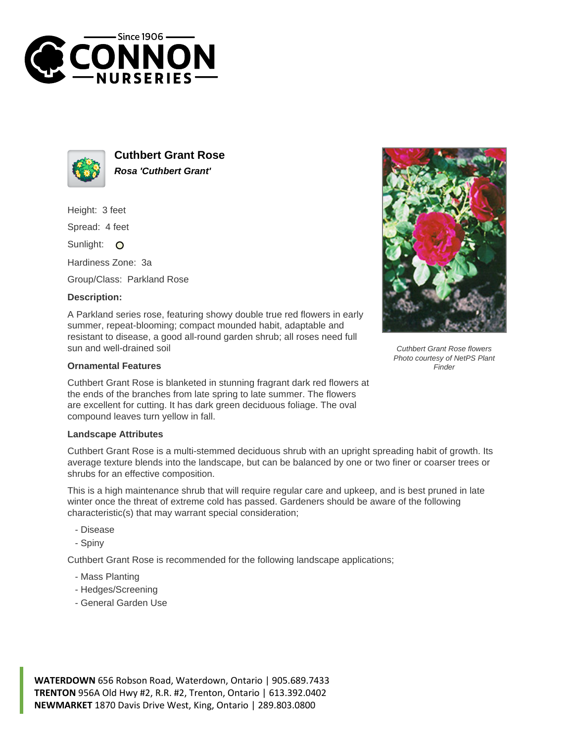# Cuthbert Grant Rose

***Rosa 'Cuthbert Grant'***

Height: 3 feet

Spread: 4 feet

Sunlight: O

Hardiness Zone: 3a

Group/Class: Parkland Rose

### Description:

A Parkland series rose, featuring showy double true red flowers in early summer, repeat-blooming; compact mounded habit, adaptable and resistant to disease, a good all-round garden shrub; all roses need full sun and well-drained soil

*Cuthbert Grant Rose flowers*
*Photo courtesy of NetPS Plant Finder*

### Ornamental Features

Cuthbert Grant Rose is blanketed in stunning fragrant dark red flowers at the ends of the branches from late spring to late summer. The flowers are excellent for cutting. It has dark green deciduous foliage. The oval compound leaves turn yellow in fall.

### Landscape Attributes

Cuthbert Grant Rose is a multi-stemmed deciduous shrub with an upright spreading habit of growth. Its average texture blends into the landscape, but can be balanced by one or two finer or coarser trees or shrubs for an effective composition.

This is a high maintenance shrub that will require regular care and upkeep, and is best pruned in late winter once the threat of extreme cold has passed. Gardeners should be aware of the following characteristic(s) that may warrant special consideration;

- Disease
- Spiny

Cuthbert Grant Rose is recommended for the following landscape applications;

- Mass Planting
- Hedges/Screening
- General Garden Use

**WATERDOWN** 656 Robson Road, Waterdown, Ontario | 905.689.7433
**TRENTON** 956A Old Hwy #2, R.R. #2, Trenton, Ontario | 613.392.0402
**NEWMARKET** 1870 Davis Drive West, King, Ontario | 289.803.0800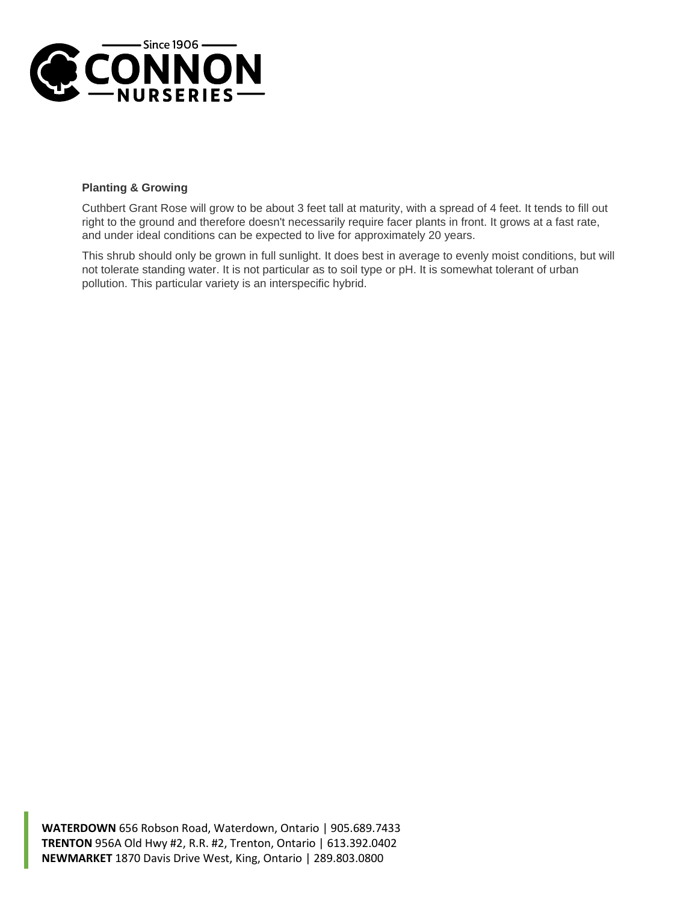### Planting & Growing

Cuthbert Grant Rose will grow to be about 3 feet tall at maturity, with a spread of 4 feet. It tends to fill out right to the ground and therefore doesn't necessarily require facer plants in front. It grows at a fast rate, and under ideal conditions can be expected to live for approximately 20 years.

This shrub should only be grown in full sunlight. It does best in average to evenly moist conditions, but will not tolerate standing water. It is not particular as to soil type or pH. It is somewhat tolerant of urban pollution. This particular variety is an interspecific hybrid.